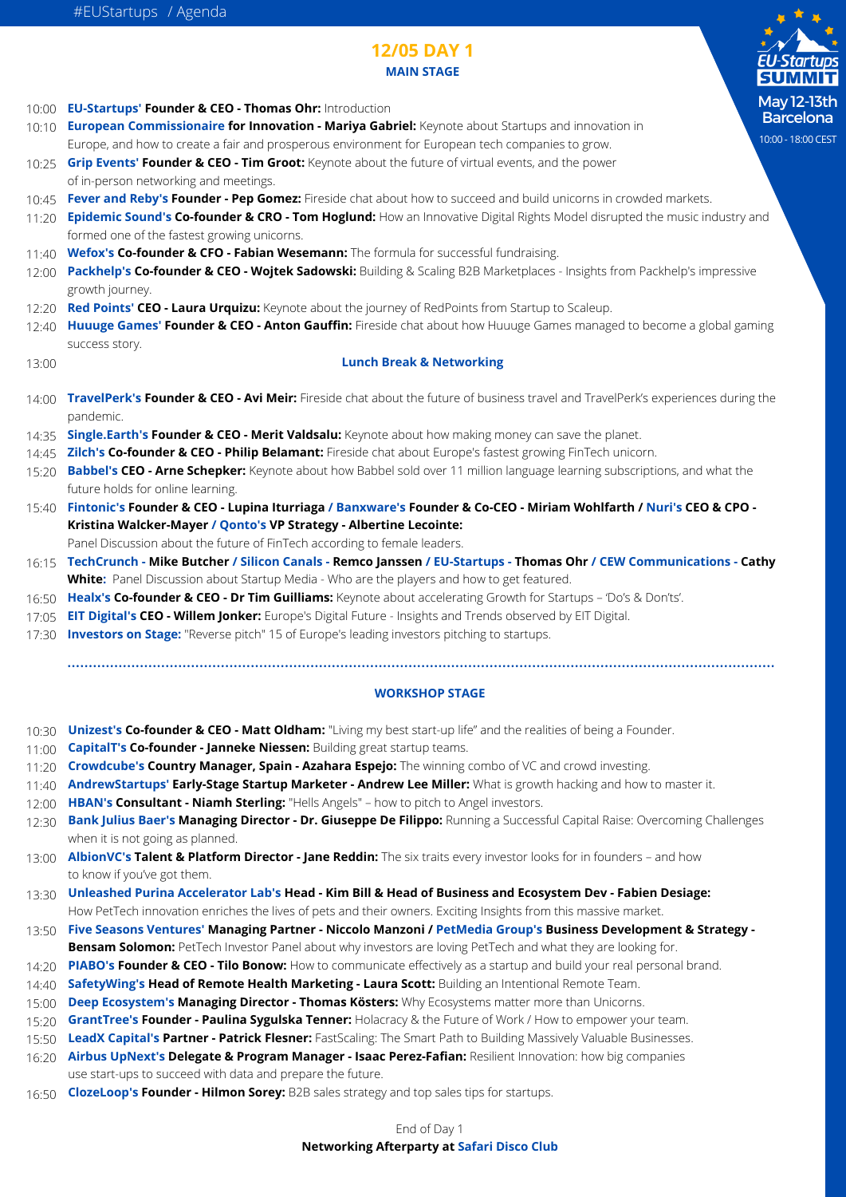#EUStartups / Agenda

EU-Startups SUMMIT

May 12-13th Barcelona

10:00 - 18:00 CEST

# 12/05 DAY 1

## MAIN STAGE

- 10:00 **EU-Startups' Founder & CEO - Thomas Ohr:** Introduction
- 10:10 **European Commissionaire for Innovation - Mariya Gabriel:** Keynote about Startups and innovation in Europe, and how to create a fair and prosperous environment for European tech companies to grow.
- 10:25 **Grip Events' Founder & CEO - Tim Groot:** Keynote about the future of virtual events, and the power of in-person networking and meetings.
- 10:45 **Fever and Reby's Founder - Pep Gomez:** Fireside chat about how to succeed and build unicorns in crowded markets.
- 11:20 **Epidemic Sound's Co-founder & CRO - Tom Hoglund:** How an Innovative Digital Rights Model disrupted the music industry and formed one of the fastest growing unicorns.
- 11:40 **Wefox's Co-founder & CFO - Fabian Wesemann:** The formula for successful fundraising.
- 12:00 **Packhelp's Co-founder & CEO - Wojtek Sadowski:** Building & Scaling B2B Marketplaces - Insights from Packhelp's impressive growth journey.
- 12:20 **Red Points' CEO - Laura Urquizu:** Keynote about the journey of RedPoints from Startup to Scaleup.
- 12:40 **Huuuge Games' Founder & CEO - Anton Gauffin:** Fireside chat about how Huuuge Games managed to become a global gaming success story.
- 13:00 **Lunch Break & Networking**
- 14:00 **TravelPerk's Founder & CEO - Avi Meir:** Fireside chat about the future of business travel and TravelPerk's experiences during the pandemic.
- 14:35 **Single.Earth's Founder & CEO - Merit Valdsalu:** Keynote about how making money can save the planet.
- 14:45 **Zilch's Co-founder & CEO - Philip Belamant:** Fireside chat about Europe's fastest growing FinTech unicorn.
- 15:20 **Babbel's CEO - Arne Schepker:** Keynote about how Babbel sold over 11 million language learning subscriptions, and what the future holds for online learning.
- 15:40 **Fintonic's Founder & CEO - Lupina Iturriaga / Banxware's Founder & Co-CEO - Miriam Wohlfarth / Nuri's CEO & CPO - Kristina Walcker-Mayer / Qonto's VP Strategy - Albertine Lecointe:** Panel Discussion about the future of FinTech according to female leaders.
- 16:15 **TechCrunch - Mike Butcher / Silicon Canals - Remco Janssen / EU-Startups - Thomas Ohr / CEW Communications - Cathy White:** Panel Discussion about Startup Media - Who are the players and how to get featured.
- 16:50 **Healx's Co-founder & CEO - Dr Tim Guilliams:** Keynote about accelerating Growth for Startups – 'Do's & Don'ts'.
- 17:05 **EIT Digital's CEO - Willem Jonker:** Europe's Digital Future - Insights and Trends observed by EIT Digital.
- 17:30 **Investors on Stage:** "Reverse pitch" 15 of Europe's leading investors pitching to startups.

## WORKSHOP STAGE

- 10:30 **Unizest's Co-founder & CEO - Matt Oldham:** "Living my best start-up life" and the realities of being a Founder.
- 11:00 **CapitalT's Co-founder - Janneke Niessen:** Building great startup teams.
- 11:20 **Crowdcube's Country Manager, Spain - Azahara Espejo:** The winning combo of VC and crowd investing.
- 11:40 **AndrewStartups' Early-Stage Startup Marketer - Andrew Lee Miller:** What is growth hacking and how to master it.
- 12:00 **HBAN's Consultant - Niamh Sterling:** "Hells Angels" – how to pitch to Angel investors.
- 12:30 **Bank Julius Baer's Managing Director - Dr. Giuseppe De Filippo:** Running a Successful Capital Raise: Overcoming Challenges when it is not going as planned.
- 13:00 **AlbionVC's Talent & Platform Director - Jane Reddin:** The six traits every investor looks for in founders – and how to know if you've got them.
- 13:30 **Unleashed Purina Accelerator Lab's Head - Kim Bill & Head of Business and Ecosystem Dev - Fabien Desiage:** How PetTech innovation enriches the lives of pets and their owners. Exciting Insights from this massive market.
- 13:50 **Five Seasons Ventures' Managing Partner - Niccolo Manzoni / PetMedia Group's Business Development & Strategy - Bensam Solomon:** PetTech Investor Panel about why investors are loving PetTech and what they are looking for.
- 14:20 **PIABO's Founder & CEO - Tilo Bonow:** How to communicate effectively as a startup and build your real personal brand.
- 14:40 **SafetyWing's Head of Remote Health Marketing - Laura Scott:** Building an Intentional Remote Team.
- 15:00 **Deep Ecosystem's Managing Director - Thomas Kösters:** Why Ecosystems matter more than Unicorns.
- 15:20 **GrantTree's Founder - Paulina Sygulska Tenner:** Holacracy & the Future of Work / How to empower your team.
- 15:50 **LeadX Capital's Partner - Patrick Flesner:** FastScaling: The Smart Path to Building Massively Valuable Businesses.
- 16:20 **Airbus UpNext's Delegate & Program Manager - Isaac Perez-Fafian:** Resilient Innovation: how big companies use start-ups to succeed with data and prepare the future.
- 16:50 **ClozeLoop's Founder - Hilmon Sorey:** B2B sales strategy and top sales tips for startups.

End of Day 1

**Networking Afterparty at Safari Disco Club**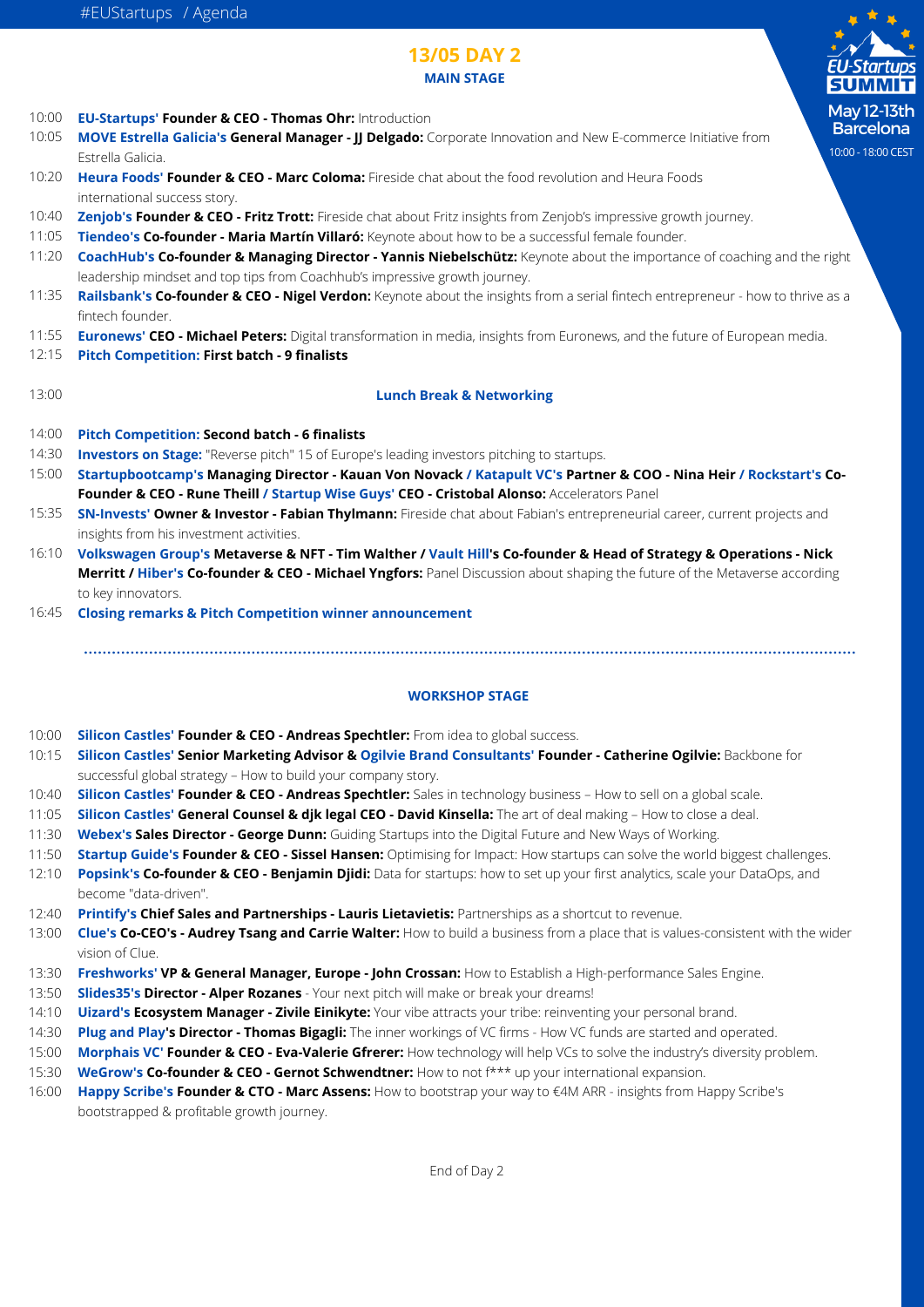#EUStartups / Agenda

## 13/05 DAY 2

### MAIN STAGE

EU-Startups SUMMIT
May 12-13th Barcelona
10:00 - 18:00 CEST

- 10:00 **EU-Startups' Founder & CEO - Thomas Ohr:** Introduction
- 10:05 **MOVE Estrella Galicia's General Manager - JJ Delgado:** Corporate Innovation and New E-commerce Initiative from Estrella Galicia.
- 10:20 **Heura Foods' Founder & CEO - Marc Coloma:** Fireside chat about the food revolution and Heura Foods international success story.
- 10:40 **Zenjob's Founder & CEO - Fritz Trott:** Fireside chat about Fritz insights from Zenjob's impressive growth journey.
- 11:05 **Tiendeo's Co-founder - Maria Martín Villaró:** Keynote about how to be a successful female founder.
- 11:20 **CoachHub's Co-founder & Managing Director - Yannis Niebelschütz:** Keynote about the importance of coaching and the right leadership mindset and top tips from Coachhub's impressive growth journey.
- 11:35 **Railsbank's Co-founder & CEO - Nigel Verdon:** Keynote about the insights from a serial fintech entrepreneur - how to thrive as a fintech founder.
- 11:55 **Euronews' CEO - Michael Peters:** Digital transformation in media, insights from Euronews, and the future of European media.
- 12:15 **Pitch Competition: First batch - 9 finalists**
- 13:00 **Lunch Break & Networking**
- 14:00 **Pitch Competition: Second batch - 6 finalists**
- 14:30 **Investors on Stage:** "Reverse pitch" 15 of Europe's leading investors pitching to startups.
- 15:00 **Startupbootcamp's Managing Director - Kauan Von Novack / Katapult VC's Partner & COO - Nina Heir / Rockstart's Co-Founder & CEO - Rune Theill / Startup Wise Guys' CEO - Cristobal Alonso:** Accelerators Panel
- 15:35 **SN-Invests' Owner & Investor - Fabian Thylmann:** Fireside chat about Fabian's entrepreneurial career, current projects and insights from his investment activities.
- 16:10 **Volkswagen Group's Metaverse & NFT - Tim Walther / Vault Hill's Co-founder & Head of Strategy & Operations - Nick Merritt / Hiber's Co-founder & CEO - Michael Yngfors:** Panel Discussion about shaping the future of the Metaverse according to key innovators.
- 16:45 **Closing remarks & Pitch Competition winner announcement**

### WORKSHOP STAGE

- 10:00 **Silicon Castles' Founder & CEO - Andreas Spechtler:** From idea to global success.
- 10:15 **Silicon Castles' Senior Marketing Advisor & Ogilvie Brand Consultants' Founder - Catherine Ogilvie:** Backbone for successful global strategy – How to build your company story.
- 10:40 **Silicon Castles' Founder & CEO - Andreas Spechtler:** Sales in technology business – How to sell on a global scale.
- 11:05 **Silicon Castles' General Counsel & djk legal CEO - David Kinsella:** The art of deal making – How to close a deal.
- 11:30 **Webex's Sales Director - George Dunn:** Guiding Startups into the Digital Future and New Ways of Working.
- 11:50 **Startup Guide's Founder & CEO - Sissel Hansen:** Optimising for Impact: How startups can solve the world biggest challenges.
- 12:10 **Popsink's Co-founder & CEO - Benjamin Djidi:** Data for startups: how to set up your first analytics, scale your DataOps, and become "data-driven".
- 12:40 **Printify's Chief Sales and Partnerships - Lauris Lietavietis:** Partnerships as a shortcut to revenue.
- 13:00 **Clue's Co-CEO's - Audrey Tsang and Carrie Walter:** How to build a business from a place that is values-consistent with the wider vision of Clue.
- 13:30 **Freshworks' VP & General Manager, Europe - John Crossan:** How to Establish a High-performance Sales Engine.
- 13:50 **Slides35's Director - Alper Rozanes** - Your next pitch will make or break your dreams!
- 14:10 **Uizard's Ecosystem Manager - Zivile Einikyte:** Your vibe attracts your tribe: reinventing your personal brand.
- 14:30 **Plug and Play's Director - Thomas Bigagli:** The inner workings of VC firms - How VC funds are started and operated.
- 15:00 **Morphais VC' Founder & CEO - Eva-Valerie Gfrerer:** How technology will help VCs to solve the industry's diversity problem.
- 15:30 **WeGrow's Co-founder & CEO - Gernot Schwendtner:** How to not f*** up your international expansion.
- 16:00 **Happy Scribe's Founder & CTO - Marc Assens:** How to bootstrap your way to €4M ARR - insights from Happy Scribe's bootstrapped & profitable growth journey.

End of Day 2